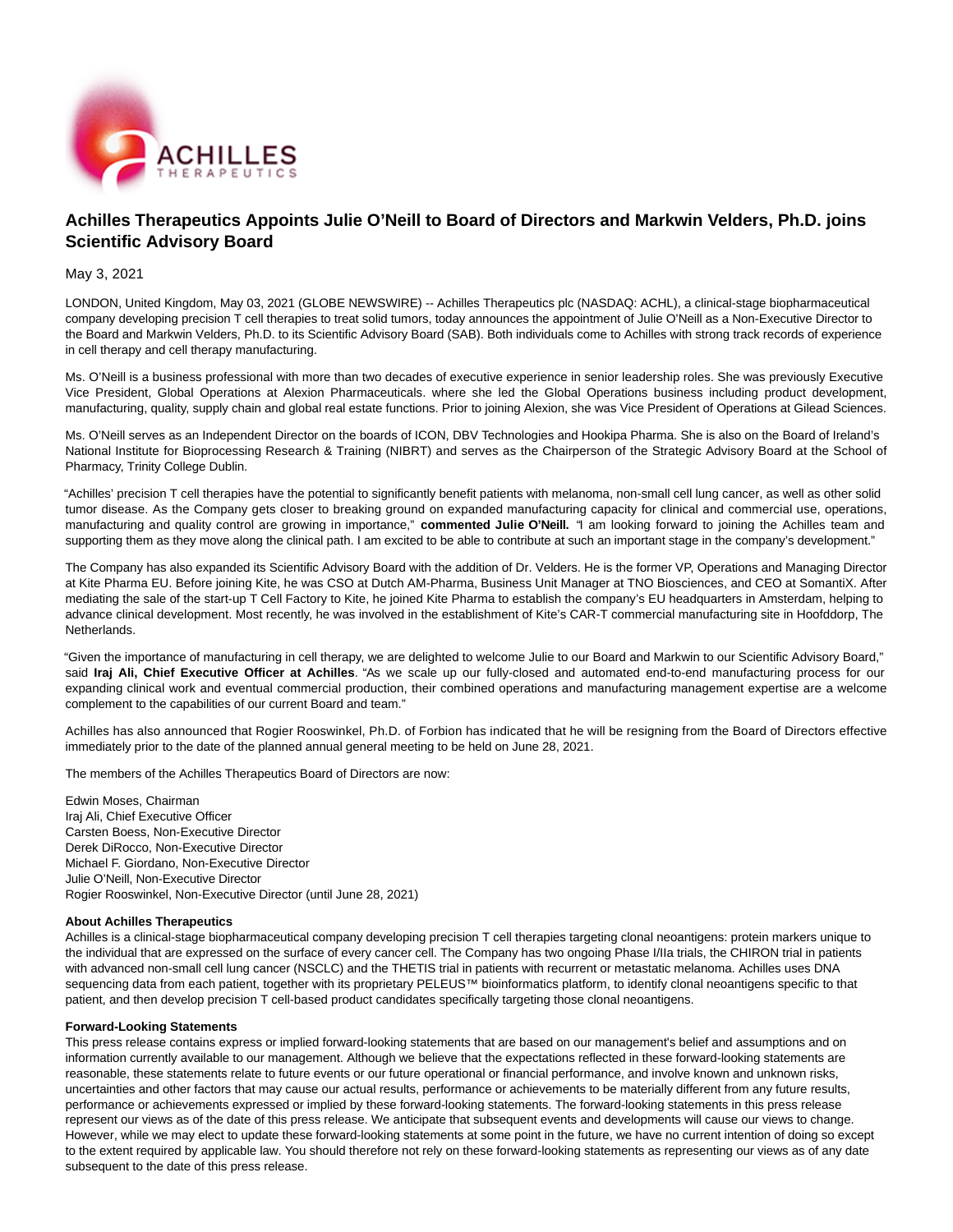# Achilles Therapeutics Appoints Julie O'Neill to Board of Directors and Markwin Velders, Ph.D. joins Scientific Advisory Board

May 3, 2021

LONDON, United Kingdom, May 03, 2021 (GLOBE NEWSWIRE) -- Achilles Therapeutics plc (NASDAQ: ACHL), a clinical-stage biopharmaceutical company developing precision T cell therapies to treat solid tumors, today announces the appointment of Julie O'Neill as a Non-Executive Director to the Board and Markwin Velders, Ph.D. to its Scientific Advisory Board (SAB). Both individuals come to Achilles with strong track records of experience in cell therapy and cell therapy manufacturing.

Ms. O'Neill is a business professional with more than two decades of executive experience in senior leadership roles. She was previously Executive Vice President, Global Operations at Alexion Pharmaceuticals. where she led the Global Operations business including product development, manufacturing, quality, supply chain and global real estate functions. Prior to joining Alexion, she was Vice President of Operations at Gilead Sciences.

Ms. O'Neill serves as an Independent Director on the boards of ICON, DBV Technologies and Hookipa Pharma. She is also on the Board of Ireland's National Institute for Bioprocessing Research & Training (NIBRT) and serves as the Chairperson of the Strategic Advisory Board at the School of Pharmacy, Trinity College Dublin.

"Achilles' precision T cell therapies have the potential to significantly benefit patients with melanoma, non-small cell lung cancer, as well as other solid tumor disease. As the Company gets closer to breaking ground on expanded manufacturing capacity for clinical and commercial use, operations, manufacturing and quality control are growing in importance," **commented Julie O'Neill.** "I am looking forward to joining the Achilles team and supporting them as they move along the clinical path. I am excited to be able to contribute at such an important stage in the company's development."

The Company has also expanded its Scientific Advisory Board with the addition of Dr. Velders. He is the former VP, Operations and Managing Director at Kite Pharma EU. Before joining Kite, he was CSO at Dutch AM-Pharma, Business Unit Manager at TNO Biosciences, and CEO at SomantiX. After mediating the sale of the start-up T Cell Factory to Kite, he joined Kite Pharma to establish the company's EU headquarters in Amsterdam, helping to advance clinical development. Most recently, he was involved in the establishment of Kite's CAR-T commercial manufacturing site in Hoofddorp, The Netherlands.

"Given the importance of manufacturing in cell therapy, we are delighted to welcome Julie to our Board and Markwin to our Scientific Advisory Board," said **Iraj Ali, Chief Executive Officer at Achilles**. "As we scale up our fully-closed and automated end-to-end manufacturing process for our expanding clinical work and eventual commercial production, their combined operations and manufacturing management expertise are a welcome complement to the capabilities of our current Board and team."

Achilles has also announced that Rogier Rooswinkel, Ph.D. of Forbion has indicated that he will be resigning from the Board of Directors effective immediately prior to the date of the planned annual general meeting to be held on June 28, 2021.

The members of the Achilles Therapeutics Board of Directors are now:

Edwin Moses, Chairman
Iraj Ali, Chief Executive Officer
Carsten Boess, Non-Executive Director
Derek DiRocco, Non-Executive Director
Michael F. Giordano, Non-Executive Director
Julie O'Neill, Non-Executive Director
Rogier Rooswinkel, Non-Executive Director (until June 28, 2021)

**About Achilles Therapeutics**
Achilles is a clinical-stage biopharmaceutical company developing precision T cell therapies targeting clonal neoantigens: protein markers unique to the individual that are expressed on the surface of every cancer cell. The Company has two ongoing Phase I/IIa trials, the CHIRON trial in patients with advanced non-small cell lung cancer (NSCLC) and the THETIS trial in patients with recurrent or metastatic melanoma. Achilles uses DNA sequencing data from each patient, together with its proprietary PELEUS™ bioinformatics platform, to identify clonal neoantigens specific to that patient, and then develop precision T cell-based product candidates specifically targeting those clonal neoantigens.

**Forward-Looking Statements**
This press release contains express or implied forward-looking statements that are based on our management's belief and assumptions and on information currently available to our management. Although we believe that the expectations reflected in these forward-looking statements are reasonable, these statements relate to future events or our future operational or financial performance, and involve known and unknown risks, uncertainties and other factors that may cause our actual results, performance or achievements to be materially different from any future results, performance or achievements expressed or implied by these forward-looking statements. The forward-looking statements in this press release represent our views as of the date of this press release. We anticipate that subsequent events and developments will cause our views to change. However, while we may elect to update these forward-looking statements at some point in the future, we have no current intention of doing so except to the extent required by applicable law. You should therefore not rely on these forward-looking statements as representing our views as of any date subsequent to the date of this press release.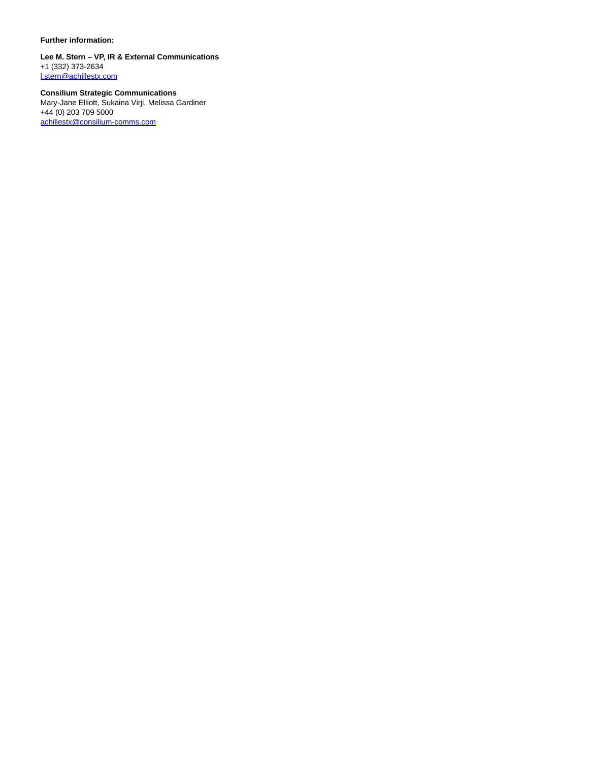**Further information:**

**Lee M. Stern – VP, IR & External Communications**
+1 (332) 373-2634
l.stern@achillestx.com

**Consilium Strategic Communications**
Mary-Jane Elliott, Sukaina Virji, Melissa Gardiner
+44 (0) 203 709 5000
achillestx@consilium-comms.com